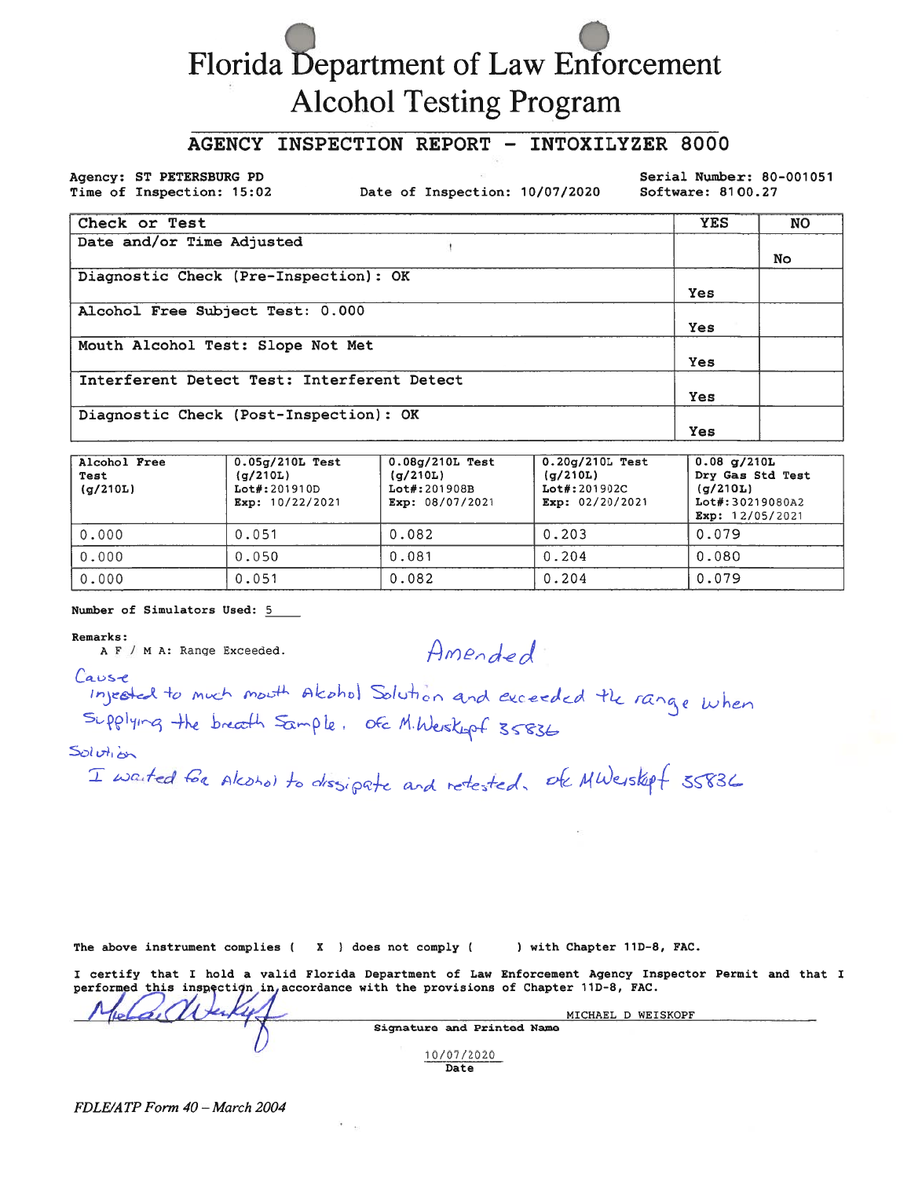# Florida Department of Law Enforcement
## Alcohol Testing Program

### AGENCY INSPECTION REPORT - INTOXILYZER 8000

Agency: ST PETERSBURG PD
Time of Inspection: 15:02
Date of Inspection: 10/07/2020
Serial Number: 80-001051
Software: 8100.27

| Check or Test | YES | NO |
|---|---|---|
| Date and/or Time Adjusted | | No |
| Diagnostic Check (Pre-Inspection): OK | Yes | |
| Alcohol Free Subject Test: 0.000 | Yes | |
| Mouth Alcohol Test: Slope Not Met | Yes | |
| Interferent Detect Test: Interferent Detect | Yes | |
| Diagnostic Check (Post-Inspection): OK | Yes | |

| Alcohol Free Test (g/210L) | 0.05g/210L Test (g/210L) Lot#:201910D Exp: 10/22/2021 | 0.08g/210L Test (g/210L) Lot#:201908B Exp: 08/07/2021 | 0.20g/210L Test (g/210L) Lot#:201902C Exp: 02/20/2021 | 0.08 g/210L Dry Gas Std Test (g/210L) Lot#:30219080A2 Exp: 12/05/2021 |
|---|---|---|---|---|
| 0.000 | 0.051 | 0.082 | 0.203 | 0.079 |
| 0.000 | 0.050 | 0.081 | 0.204 | 0.080 |
| 0.000 | 0.051 | 0.082 | 0.204 | 0.079 |

**Number of Simulators Used:** 5

**Remarks:**
A F / M A: Range Exceeded.

Amended

Cause
Injected to much mouth Alcohol Solution and exceeded the range when supplying the breath sample. Ofc M.Weiskopf 35836

Solution
I waited for Alcohol to dissipate and retested. Ofc MWeiskopf 35836

The above instrument complies ( X ) does not comply ( ) with Chapter 11D-8, FAC.

I certify that I hold a valid Florida Department of Law Enforcement Agency Inspector Permit and that I performed this inspection in accordance with the provisions of Chapter 11D-8, FAC.

MICHAEL D WEISKOPF
Signature and Printed Name

10/07/2020
Date

*FDLE/ATP Form 40 – March 2004*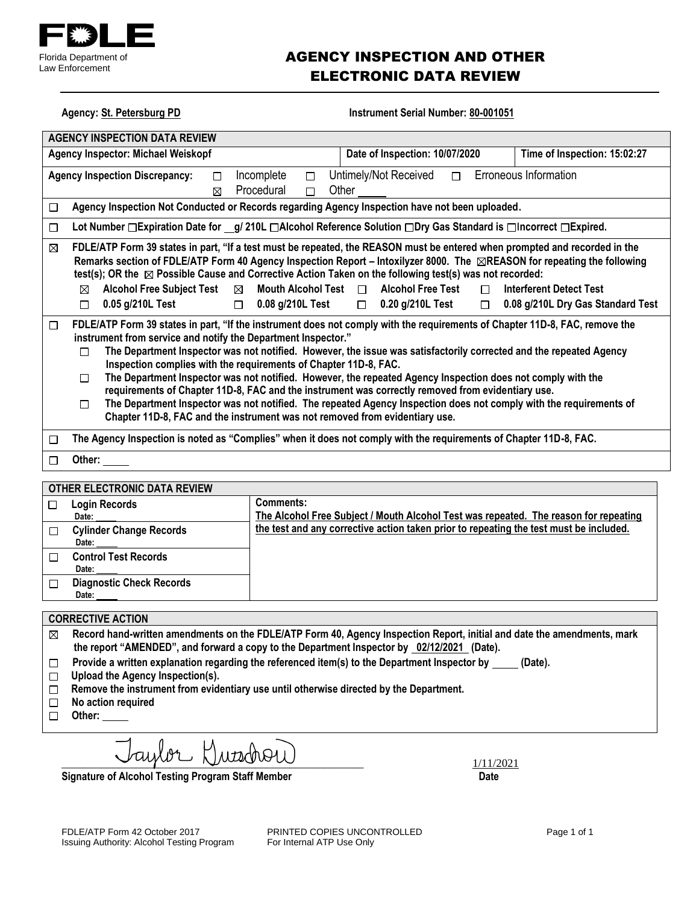Florida Department of Law Enforcement

# AGENCY INSPECTION AND OTHER ELECTRONIC DATA REVIEW

**Agency:** **St. Petersburg PD** **Instrument Serial Number:** **80-001051**

## AGENCY INSPECTION DATA REVIEW

| Agency Inspector: Michael Weiskopf | Date of Inspection: 10/07/2020 | Time of Inspection: 15:02:27 |
|---|---|---|

**Agency Inspection Discrepancy:** ☐ Incomplete ☐ Untimely/Not Received ☐ Erroneous Information ☒ Procedural ☐ Other ____

☐ **Agency Inspection Not Conducted or Records regarding Agency Inspection have not been uploaded.**

☐ **Lot Number ☐Expiration Date for __g/ 210L ☐Alcohol Reference Solution ☐Dry Gas Standard is ☐Incorrect ☐Expired.**

☒ **FDLE/ATP Form 39 states in part, "If a test must be repeated, the REASON must be entered when prompted and recorded in the Remarks section of FDLE/ATP Form 40 Agency Inspection Report – Intoxilyzer 8000. The ☒REASON for repeating the following test(s); OR the ☒ Possible Cause and Corrective Action Taken on the following test(s) was not recorded:**

- ☒ **Alcohol Free Subject Test** ☒ **Mouth Alcohol Test** ☐ **Alcohol Free Test** ☐ **Interferent Detect Test**
- ☐ **0.05 g/210L Test** ☐ **0.08 g/210L Test** ☐ **0.20 g/210L Test** ☐ **0.08 g/210L Dry Gas Standard Test**

☐ **FDLE/ATP Form 39 states in part, "If the instrument does not comply with the requirements of Chapter 11D-8, FAC, remove the instrument from service and notify the Department Inspector."**

- ☐ **The Department Inspector was not notified. However, the issue was satisfactorily corrected and the repeated Agency Inspection complies with the requirements of Chapter 11D-8, FAC.**
- ☐ **The Department Inspector was not notified. However, the repeated Agency Inspection does not comply with the requirements of Chapter 11D-8, FAC and the instrument was correctly removed from evidentiary use.**
- ☐ **The Department Inspector was not notified. The repeated Agency Inspection does not comply with the requirements of Chapter 11D-8, FAC and the instrument was not removed from evidentiary use.**

☐ **The Agency Inspection is noted as "Complies" when it does not comply with the requirements of Chapter 11D-8, FAC.**

☐ **Other:** ____

## OTHER ELECTRONIC DATA REVIEW

| | |
|---|---|
| ☐ **Login Records** Date: ____ | **Comments:** **The Alcohol Free Subject / Mouth Alcohol Test was repeated. The reason for repeating the test and any corrective action taken prior to repeating the test must be included.** |
| ☐ **Cylinder Change Records** Date: ____ | |
| ☐ **Control Test Records** Date: ____ | |
| ☐ **Diagnostic Check Records** Date: ____ | |

## CORRECTIVE ACTION

- ☒ **Record hand-written amendments on the FDLE/ATP Form 40, Agency Inspection Report, initial and date the amendments, mark the report "AMENDED", and forward a copy to the Department Inspector by 02/12/2021 (Date).**
- ☐ **Provide a written explanation regarding the referenced item(s) to the Department Inspector by ____ (Date).**
- ☐ **Upload the Agency Inspection(s).**
- ☐ **Remove the instrument from evidentiary use until otherwise directed by the Department.**
- ☐ **No action required**
- ☐ **Other:** ____

Taylor Kutschow 1/11/2021

**Signature of Alcohol Testing Program Staff Member** **Date**

FDLE/ATP Form 42 October 2017
Issuing Authority: Alcohol Testing Program

PRINTED COPIES UNCONTROLLED
For Internal ATP Use Only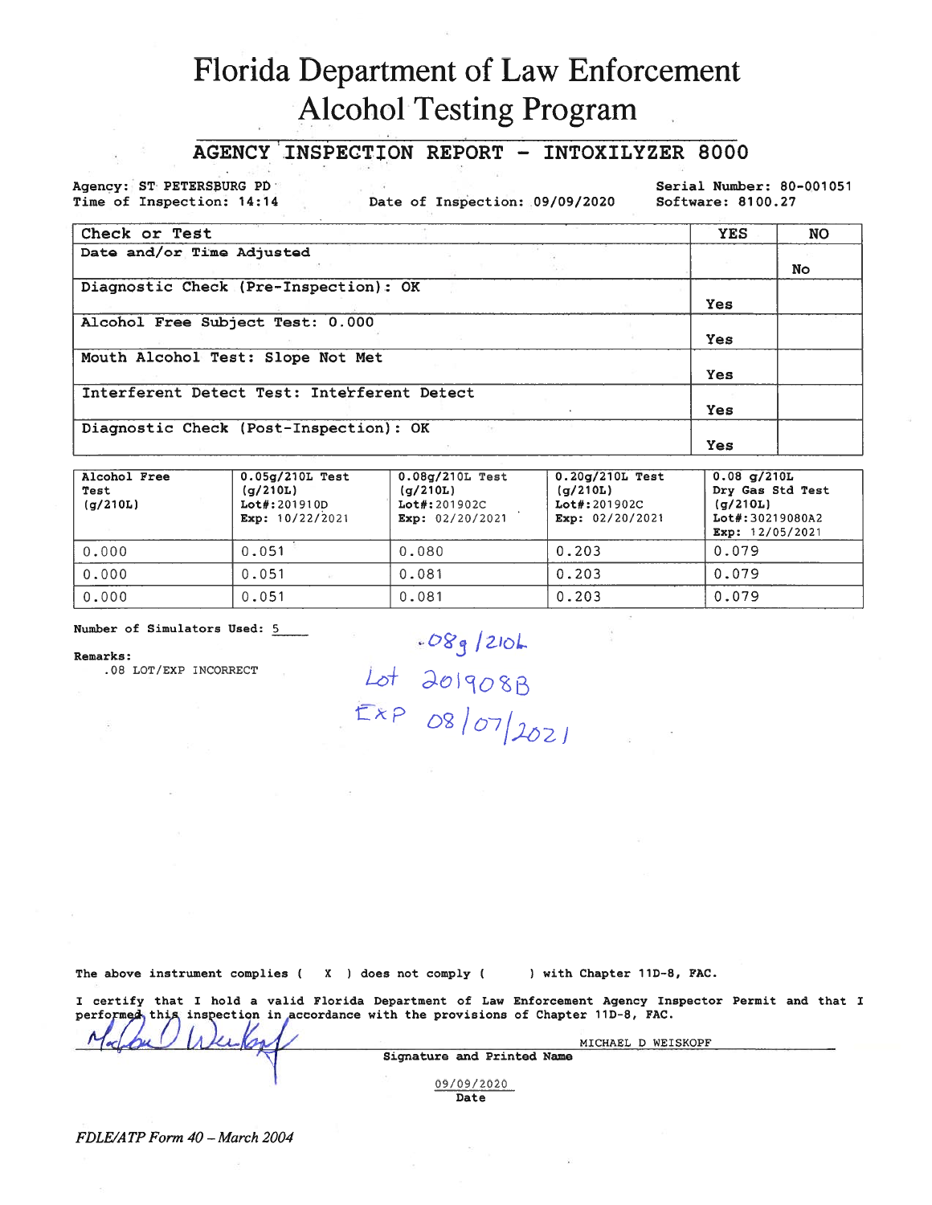# Florida Department of Law Enforcement
# Alcohol Testing Program

## AGENCY INSPECTION REPORT - INTOXILYZER 8000

Agency: ST PETERSBURG PD
Time of Inspection: 14:14

Date of Inspection: 09/09/2020

Serial Number: 80-001051
Software: 8100.27

| Check or Test | YES | NO |
|---|---|---|
| Date and/or Time Adjusted | | No |
| Diagnostic Check (Pre-Inspection): OK | Yes | |
| Alcohol Free Subject Test: 0.000 | Yes | |
| Mouth Alcohol Test: Slope Not Met | Yes | |
| Interferent Detect Test: Interferent Detect | Yes | |
| Diagnostic Check (Post-Inspection): OK | Yes | |

| Alcohol Free Test (g/210L) | 0.05g/210L Test (g/210L) Lot#:201910D Exp: 10/22/2021 | 0.08g/210L Test (g/210L) Lot#:201902C Exp: 02/20/2021 | 0.20g/210L Test (g/210L) Lot#:201902C Exp: 02/20/2021 | 0.08 g/210L Dry Gas Std Test (g/210L) Lot#:30219080A2 Exp: 12/05/2021 |
|---|---|---|---|---|
| 0.000 | 0.051 | 0.080 | 0.203 | 0.079 |
| 0.000 | 0.051 | 0.081 | 0.203 | 0.079 |
| 0.000 | 0.051 | 0.081 | 0.203 | 0.079 |

Number of Simulators Used: 5

Remarks:
.08 LOT/EXP INCORRECT

.08g/210L
Lot 201908B
EXP 08/07/2021

The above instrument complies ( X ) does not comply ( ) with Chapter 11D-8, FAC.

I certify that I hold a valid Florida Department of Law Enforcement Agency Inspector Permit and that I performed this inspection in accordance with the provisions of Chapter 11D-8, FAC.

[signature] MICHAEL D WEISKOPF
Signature and Printed Name

09/09/2020
Date

*FDLE/ATP Form 40 – March 2004*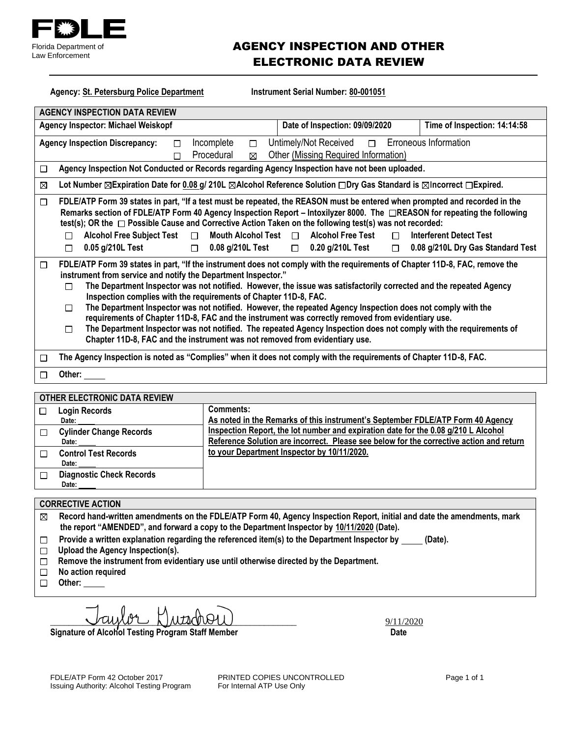FDLE

Florida Department of Law Enforcement

# AGENCY INSPECTION AND OTHER ELECTRONIC DATA REVIEW

**Agency:** **St. Petersburg Police Department** **Instrument Serial Number:** **80-001051**

## AGENCY INSPECTION DATA REVIEW

| | | |
|---|---|---|
| **Agency Inspector: Michael Weiskopf** | **Date of Inspection: 09/09/2020** | **Time of Inspection: 14:14:58** |

**Agency Inspection Discrepancy:** ☐ Incomplete ☐ Untimely/Not Received ☐ Erroneous Information ☐ Procedural ☒ Other (Missing Required Information)

☐ **Agency Inspection Not Conducted or Records regarding Agency Inspection have not been uploaded.**

☒ **Lot Number ☒Expiration Date for 0.08 g/ 210L ☒Alcohol Reference Solution ☐Dry Gas Standard is ☒Incorrect ☐Expired.**

☐ **FDLE/ATP Form 39 states in part, "If a test must be repeated, the REASON must be entered when prompted and recorded in the Remarks section of FDLE/ATP Form 40 Agency Inspection Report – Intoxilyzer 8000. The ☐REASON for repeating the following test(s); OR the ☐ Possible Cause and Corrective Action Taken on the following test(s) was not recorded:**

- ☐ **Alcohol Free Subject Test** ☐ **Mouth Alcohol Test** ☐ **Alcohol Free Test** ☐ **Interferent Detect Test**
- ☐ **0.05 g/210L Test** ☐ **0.08 g/210L Test** ☐ **0.20 g/210L Test** ☐ **0.08 g/210L Dry Gas Standard Test**

☐ **FDLE/ATP Form 39 states in part, "If the instrument does not comply with the requirements of Chapter 11D-8, FAC, remove the instrument from service and notify the Department Inspector."**

- ☐ **The Department Inspector was not notified. However, the issue was satisfactorily corrected and the repeated Agency Inspection complies with the requirements of Chapter 11D-8, FAC.**
- ☐ **The Department Inspector was not notified. However, the repeated Agency Inspection does not comply with the requirements of Chapter 11D-8, FAC and the instrument was correctly removed from evidentiary use.**
- ☐ **The Department Inspector was not notified. The repeated Agency Inspection does not comply with the requirements of Chapter 11D-8, FAC and the instrument was not removed from evidentiary use.**

☐ **The Agency Inspection is noted as "Complies" when it does not comply with the requirements of Chapter 11D-8, FAC.**

☐ **Other:** _____

## OTHER ELECTRONIC DATA REVIEW

| | |
|---|---|
| ☐ **Login Records** Date: _____ | **Comments:** **As noted in the Remarks of this instrument's September FDLE/ATP Form 40 Agency Inspection Report, the lot number and expiration date for the 0.08 g/210 L Alcohol Reference Solution are incorrect. Please see below for the corrective action and return to your Department Inspector by 10/11/2020.** |
| ☐ **Cylinder Change Records** Date: _____ | |
| ☐ **Control Test Records** Date: _____ | |
| ☐ **Diagnostic Check Records** Date: _____ | |

## CORRECTIVE ACTION

☒ **Record hand-written amendments on the FDLE/ATP Form 40, Agency Inspection Report, initial and date the amendments, mark the report "AMENDED", and forward a copy to the Department Inspector by 10/11/2020 (Date).**

☐ **Provide a written explanation regarding the referenced item(s) to the Department Inspector by _____ (Date).**

☐ **Upload the Agency Inspection(s).**

☐ **Remove the instrument from evidentiary use until otherwise directed by the Department.**

☐ **No action required**

☐ **Other:** _____

Taylor Gustafson 9/11/2020

**Signature of Alcohol Testing Program Staff Member** **Date**

FDLE/ATP Form 42 October 2017
Issuing Authority: Alcohol Testing Program

PRINTED COPIES UNCONTROLLED
For Internal ATP Use Only